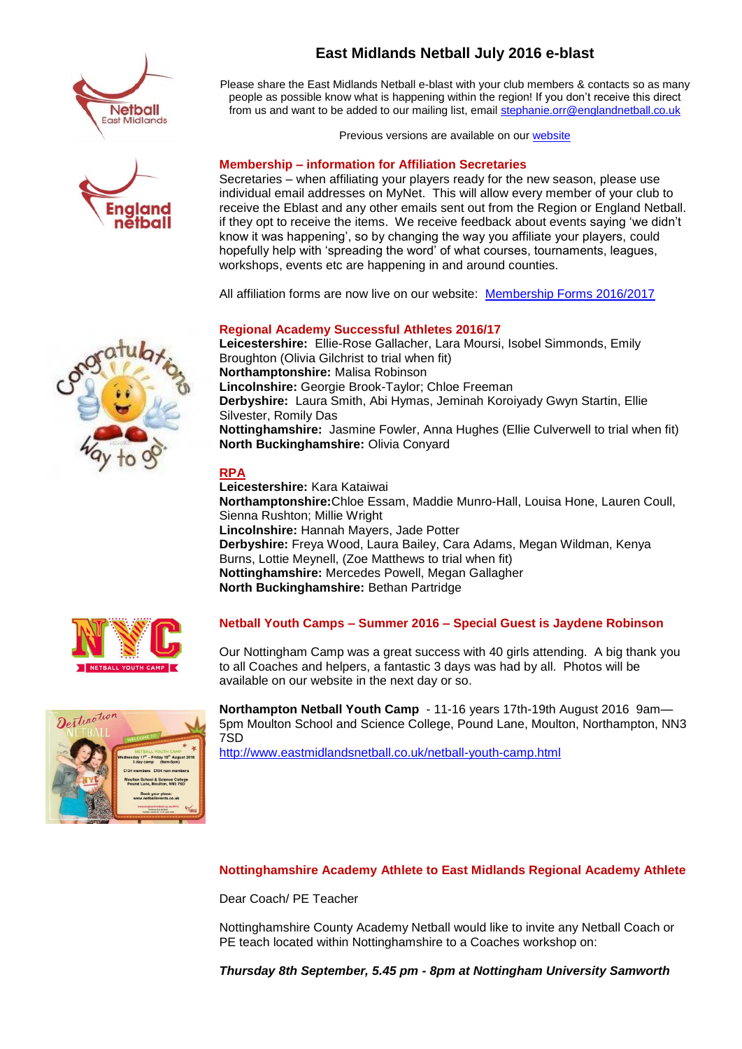# East Midlands Netball July 2016 e-blast

Please share the East Midlands Netball e-blast with your club members & contacts so as many people as possible know what is happening within the region! If you don't receive this direct from us and want to be added to our mailing list, email stephanie.orr@englandnetball.co.uk

Previous versions are available on our website

## Membership – information for Affiliation Secretaries

Secretaries – when affiliating your players ready for the new season, please use individual email addresses on MyNet. This will allow every member of your club to receive the Eblast and any other emails sent out from the Region or England Netball. if they opt to receive the items. We receive feedback about events saying 'we didn't know it was happening', so by changing the way you affiliate your players, could hopefully help with 'spreading the word' of what courses, tournaments, leagues, workshops, events etc are happening in and around counties.

All affiliation forms are now live on our website: Membership Forms 2016/2017

## Regional Academy Successful Athletes 2016/17

**Leicestershire:** Ellie-Rose Gallacher, Lara Moursi, Isobel Simmonds, Emily Broughton (Olivia Gilchrist to trial when fit)
**Northamptonshire:** Malisa Robinson
**Lincolnshire:** Georgie Brook-Taylor; Chloe Freeman
**Derbyshire:** Laura Smith, Abi Hymas, Jeminah Koroiyady Gwyn Startin, Ellie Silvester, Romily Das
**Nottinghamshire:** Jasmine Fowler, Anna Hughes (Ellie Culverwell to trial when fit)
**North Buckinghamshire:** Olivia Conyard

## RPA

**Leicestershire:** Kara Kataiwai
**Northamptonshire:** Chloe Essam, Maddie Munro-Hall, Louisa Hone, Lauren Coull, Sienna Rushton; Millie Wright
**Lincolnshire:** Hannah Mayers, Jade Potter
**Derbyshire:** Freya Wood, Laura Bailey, Cara Adams, Megan Wildman, Kenya Burns, Lottie Meynell, (Zoe Matthews to trial when fit)
**Nottinghamshire:** Mercedes Powell, Megan Gallagher
**North Buckinghamshire:** Bethan Partridge

## Netball Youth Camps – Summer 2016 – Special Guest is Jaydene Robinson

Our Nottingham Camp was a great success with 40 girls attending. A big thank you to all Coaches and helpers, a fantastic 3 days was had by all. Photos will be available on our website in the next day or so.

**Northampton Netball Youth Camp** - 11-16 years 17th-19th August 2016 9am—5pm Moulton School and Science College, Pound Lane, Moulton, Northampton, NN3 7SD
http://www.eastmidlandsnetball.co.uk/netball-youth-camp.html

## Nottinghamshire Academy Athlete to East Midlands Regional Academy Athlete

Dear Coach/ PE Teacher

Nottinghamshire County Academy Netball would like to invite any Netball Coach or PE teach located within Nottinghamshire to a Coaches workshop on:

***Thursday 8th September, 5.45 pm - 8pm at Nottingham University Samworth***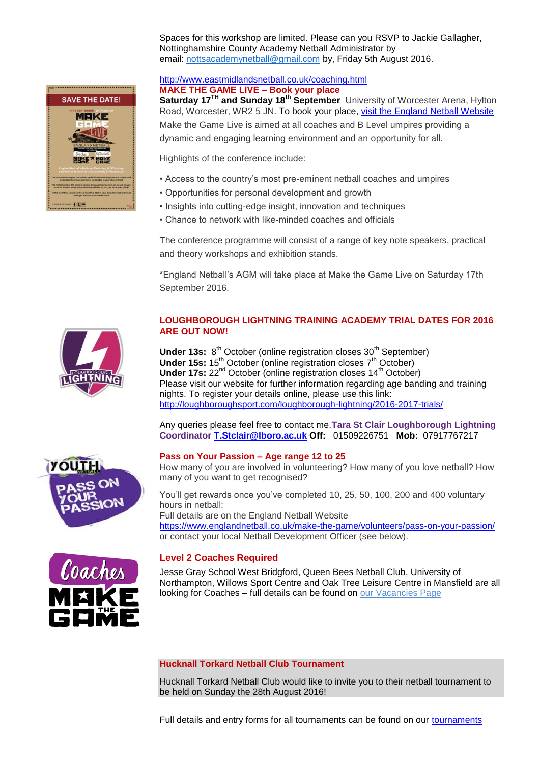Spaces for this workshop are limited. Please can you RSVP to Jackie Gallagher, Nottinghamshire County Academy Netball Administrator by email: nottsacademynetball@gmail.com by, Friday 5th August 2016.

http://www.eastmidlandsnetball.co.uk/coaching.html

**MAKE THE GAME LIVE – Book your place**

**Saturday 17TH and Sunday 18th September** University of Worcester Arena, Hylton Road, Worcester, WR2 5 JN. To book your place, visit the England Netball Website

Make the Game Live is aimed at all coaches and B Level umpires providing a dynamic and engaging learning environment and an opportunity for all.

Highlights of the conference include:

- Access to the country's most pre-eminent netball coaches and umpires
- Opportunities for personal development and growth
- Insights into cutting-edge insight, innovation and techniques
- Chance to network with like-minded coaches and officials

The conference programme will consist of a range of key note speakers, practical and theory workshops and exhibition stands.

*England Netball's AGM will take place at Make the Game Live on Saturday 17th September 2016.

**LOUGHBOROUGH LIGHTNING TRAINING ACADEMY TRIAL DATES FOR 2016 ARE OUT NOW!**

**Under 13s:** 8th October (online registration closes 30th September)
**Under 15s:** 15th October (online registration closes 7th October)
**Under 17s:** 22nd October (online registration closes 14th October)
Please visit our website for further information regarding age banding and training nights. To register your details online, please use this link: http://loughboroughsport.com/loughborough-lightning/2016-2017-trials/

Any queries please feel free to contact me. **Tara St Clair Loughborough Lightning Coordinator T.Stclair@lboro.ac.uk Off:** 01509226751 **Mob:** 07917767217

**Pass on Your Passion – Age range 12 to 25**

How many of you are involved in volunteering? How many of you love netball? How many of you want to get recognised?

You'll get rewards once you've completed 10, 25, 50, 100, 200 and 400 voluntary hours in netball:
Full details are on the England Netball Website
https://www.englandnetball.co.uk/make-the-game/volunteers/pass-on-your-passion/
or contact your local Netball Development Officer (see below).

**Level 2 Coaches Required**

Jesse Gray School West Bridgford, Queen Bees Netball Club, University of Northampton, Willows Sport Centre and Oak Tree Leisure Centre in Mansfield are all looking for Coaches – full details can be found on our Vacancies Page

**Hucknall Torkard Netball Club Tournament**

Hucknall Torkard Netball Club would like to invite you to their netball tournament to be held on Sunday the 28th August 2016!

Full details and entry forms for all tournaments can be found on our tournaments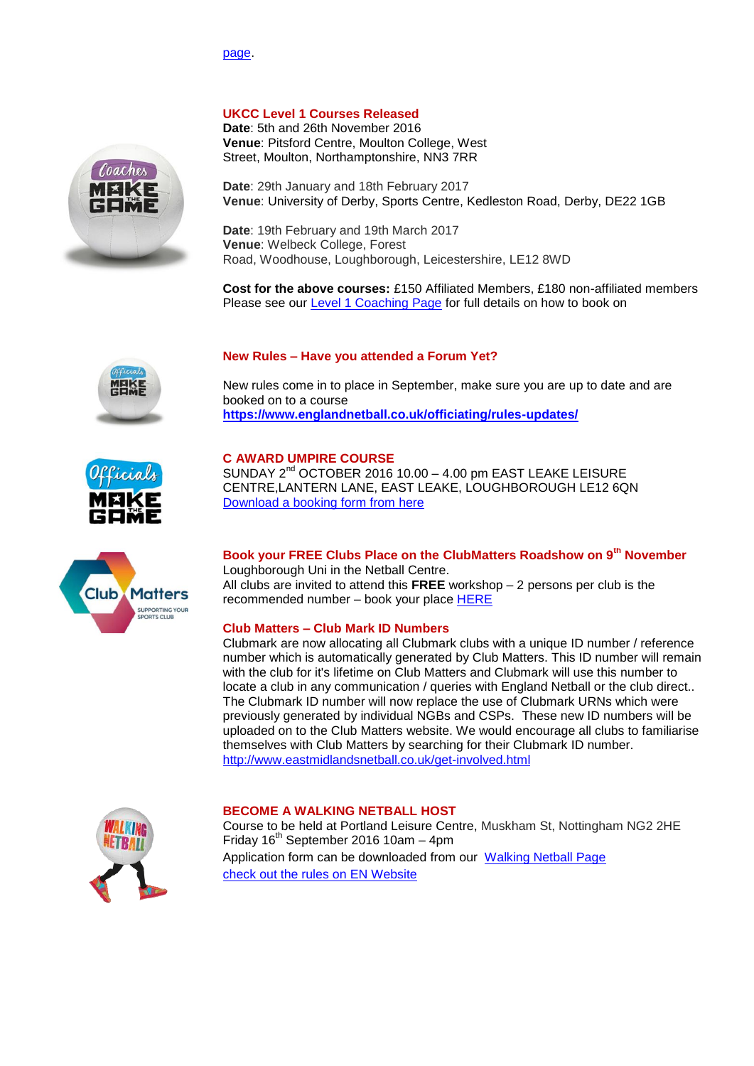page.

**UKCC Level 1 Courses Released**

**Date**: 5th and 26th November 2016
**Venue**: Pitsford Centre, Moulton College, West Street, Moulton, Northamptonshire, NN3 7RR

**Date**: 29th January and 18th February 2017
**Venue**: University of Derby, Sports Centre, Kedleston Road, Derby, DE22 1GB

**Date**: 19th February and 19th March 2017
**Venue**: Welbeck College, Forest Road, Woodhouse, Loughborough, Leicestershire, LE12 8WD

**Cost for the above courses:** £150 Affiliated Members, £180 non-affiliated members
Please see our Level 1 Coaching Page for full details on how to book on

**New Rules – Have you attended a Forum Yet?**

New rules come in to place in September, make sure you are up to date and are booked on to a course
**https://www.englandnetball.co.uk/officiating/rules-updates/**

**C AWARD UMPIRE COURSE**

SUNDAY 2nd OCTOBER 2016 10.00 – 4.00 pm EAST LEAKE LEISURE CENTRE,LANTERN LANE, EAST LEAKE, LOUGHBOROUGH LE12 6QN
Download a booking form from here

**Book your FREE Clubs Place on the ClubMatters Roadshow on 9th November**

Loughborough Uni in the Netball Centre.
All clubs are invited to attend this **FREE** workshop – 2 persons per club is the recommended number – book your place HERE

**Club Matters – Club Mark ID Numbers**

Clubmark are now allocating all Clubmark clubs with a unique ID number / reference number which is automatically generated by Club Matters. This ID number will remain with the club for it's lifetime on Club Matters and Clubmark will use this number to locate a club in any communication / queries with England Netball or the club direct.. The Clubmark ID number will now replace the use of Clubmark URNs which were previously generated by individual NGBs and CSPs. These new ID numbers will be uploaded on to the Club Matters website. We would encourage all clubs to familiarise themselves with Club Matters by searching for their Clubmark ID number.
http://www.eastmidlandsnetball.co.uk/get-involved.html

**BECOME A WALKING NETBALL HOST**

Course to be held at Portland Leisure Centre, Muskham St, Nottingham NG2 2HE
Friday 16th September 2016 10am – 4pm
Application form can be downloaded from our Walking Netball Page
check out the rules on EN Website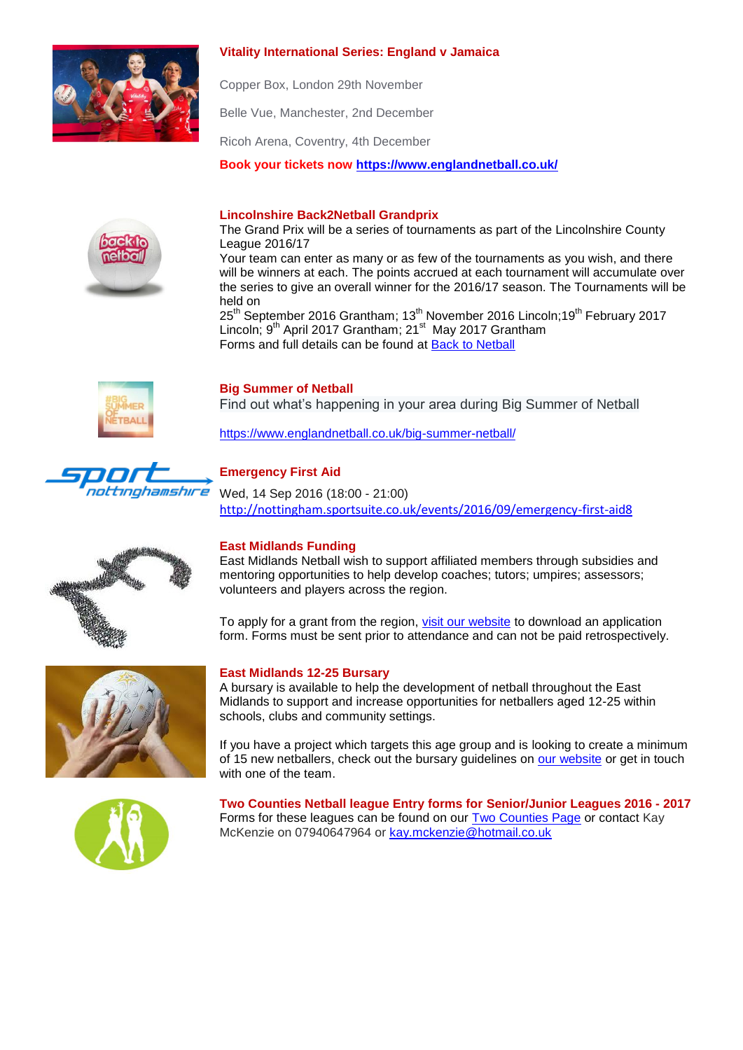## Vitality International Series: England v Jamaica

Copper Box, London 29th November

Belle Vue, Manchester, 2nd December

Ricoh Arena, Coventry, 4th December

**Book your tickets now https://www.englandnetball.co.uk/**

## Lincolnshire Back2Netball Grandprix

The Grand Prix will be a series of tournaments as part of the Lincolnshire County League 2016/17

Your team can enter as many or as few of the tournaments as you wish, and there will be winners at each. The points accrued at each tournament will accumulate over the series to give an overall winner for the 2016/17 season. The Tournaments will be held on

25th September 2016 Grantham; 13th November 2016 Lincoln;19th February 2017 Lincoln; 9th April 2017 Grantham; 21st May 2017 Grantham

Forms and full details can be found at Back to Netball

## Big Summer of Netball

Find out what's happening in your area during Big Summer of Netball

https://www.englandnetball.co.uk/big-summer-netball/

## Emergency First Aid

Wed, 14 Sep 2016 (18:00 - 21:00)

http://nottingham.sportsuite.co.uk/events/2016/09/emergency-first-aid8

## East Midlands Funding

East Midlands Netball wish to support affiliated members through subsidies and mentoring opportunities to help develop coaches; tutors; umpires; assessors; volunteers and players across the region.

To apply for a grant from the region, visit our website to download an application form. Forms must be sent prior to attendance and can not be paid retrospectively.

## East Midlands 12-25 Bursary

A bursary is available to help the development of netball throughout the East Midlands to support and increase opportunities for netballers aged 12-25 within schools, clubs and community settings.

If you have a project which targets this age group and is looking to create a minimum of 15 new netballers, check out the bursary guidelines on our website or get in touch with one of the team.

## Two Counties Netball league Entry forms for Senior/Junior Leagues 2016 - 2017

Forms for these leagues can be found on our Two Counties Page or contact Kay McKenzie on 07940647964 or kay.mckenzie@hotmail.co.uk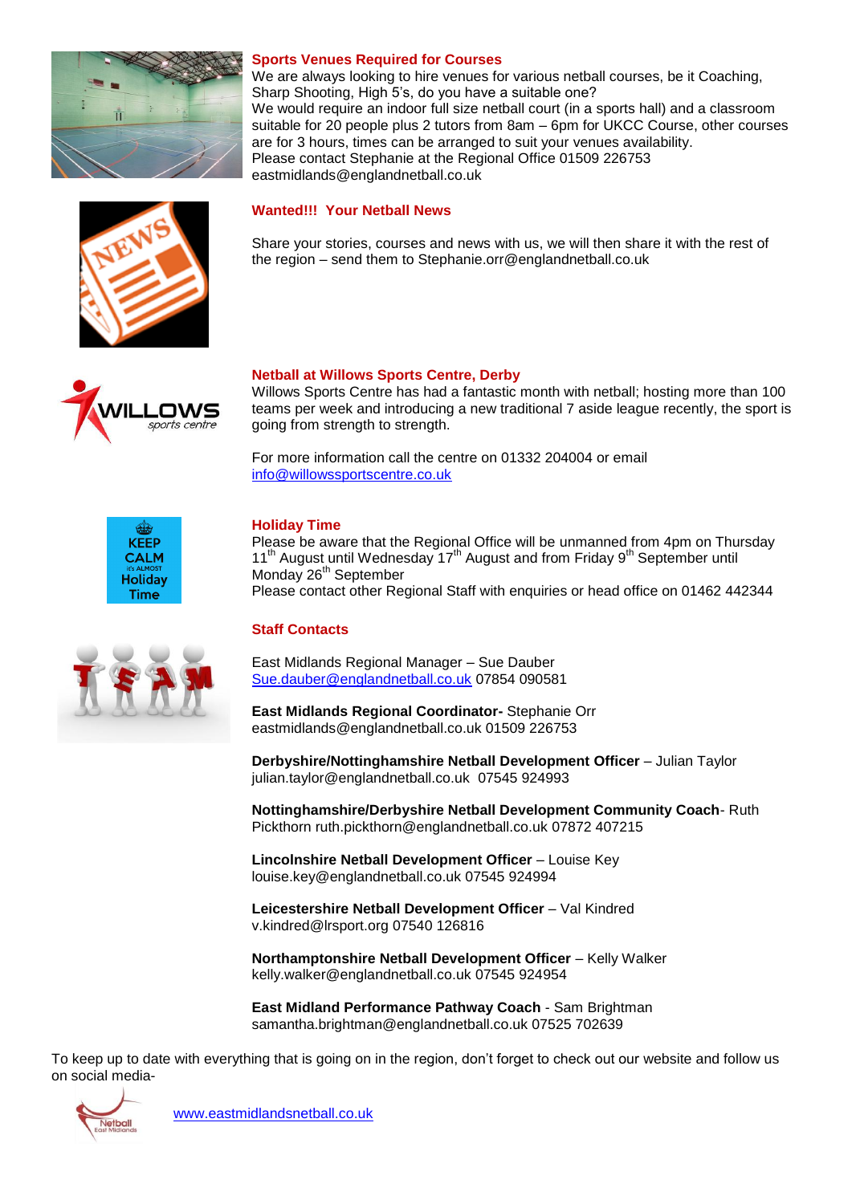## Sports Venues Required for Courses

We are always looking to hire venues for various netball courses, be it Coaching, Sharp Shooting, High 5's, do you have a suitable one?
We would require an indoor full size netball court (in a sports hall) and a classroom suitable for 20 people plus 2 tutors from 8am – 6pm for UKCC Course, other courses are for 3 hours, times can be arranged to suit your venues availability.
Please contact Stephanie at the Regional Office 01509 226753
eastmidlands@englandnetball.co.uk

## Wanted!!! Your Netball News

Share your stories, courses and news with us, we will then share it with the rest of the region – send them to Stephanie.orr@englandnetball.co.uk

## Netball at Willows Sports Centre, Derby

Willows Sports Centre has had a fantastic month with netball; hosting more than 100 teams per week and introducing a new traditional 7 aside league recently, the sport is going from strength to strength.

For more information call the centre on 01332 204004 or email info@willowssportscentre.co.uk

## Holiday Time

Please be aware that the Regional Office will be unmanned from 4pm on Thursday 11th August until Wednesday 17th August and from Friday 9th September until Monday 26th September
Please contact other Regional Staff with enquiries or head office on 01462 442344

## Staff Contacts

East Midlands Regional Manager – Sue Dauber
Sue.dauber@englandnetball.co.uk 07854 090581

**East Midlands Regional Coordinator-** Stephanie Orr
eastmidlands@englandnetball.co.uk 01509 226753

**Derbyshire/Nottinghamshire Netball Development Officer** – Julian Taylor
julian.taylor@englandnetball.co.uk 07545 924993

**Nottinghamshire/Derbyshire Netball Development Community Coach**- Ruth Pickthorn ruth.pickthorn@englandnetball.co.uk 07872 407215

**Lincolnshire Netball Development Officer** – Louise Key
louise.key@englandnetball.co.uk 07545 924994

**Leicestershire Netball Development Officer** – Val Kindred
v.kindred@lrsport.org 07540 126816

**Northamptonshire Netball Development Officer** – Kelly Walker
kelly.walker@englandnetball.co.uk 07545 924954

**East Midland Performance Pathway Coach** - Sam Brightman
samantha.brightman@englandnetball.co.uk 07525 702639

To keep up to date with everything that is going on in the region, don't forget to check out our website and follow us on social media-

www.eastmidlandsnetball.co.uk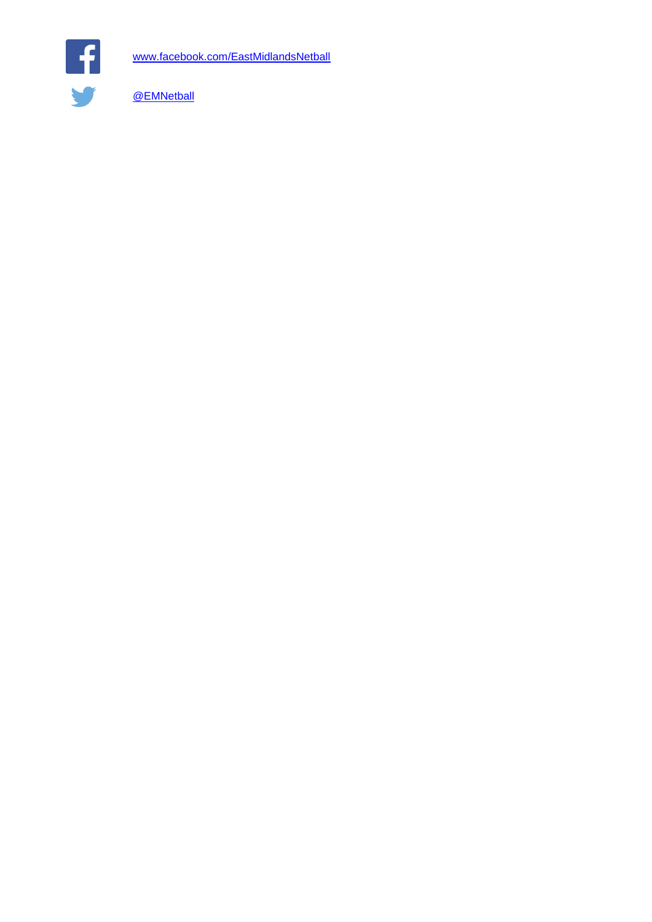www.facebook.com/EastMidlandsNetball

@EMNetball